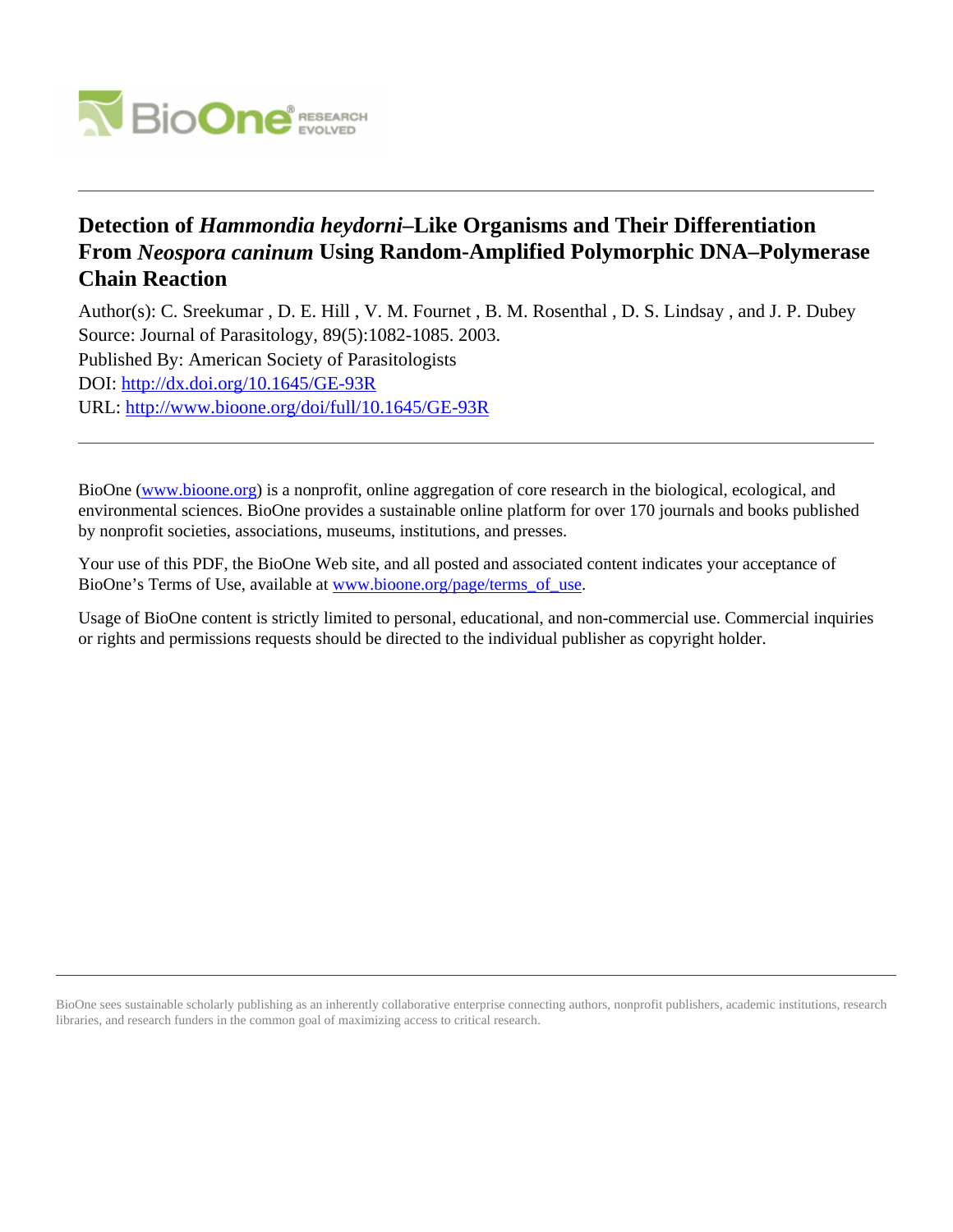# Detection of *Hammondia heydorni*–Like Organisms and Their Differentiation From *Neospora caninum* Using Random-Amplified Polymorphic DNA–Polymerase Chain Reaction

Author(s): C. Sreekumar , D. E. Hill , V. M. Fournet , B. M. Rosenthal , D. S. Lindsay , and J. P. Dubey

Source: Journal of Parasitology, 89(5):1082-1085. 2003.

Published By: American Society of Parasitologists

DOI: http://dx.doi.org/10.1645/GE-93R

URL: http://www.bioone.org/doi/full/10.1645/GE-93R

---

BioOne (www.bioone.org) is a nonprofit, online aggregation of core research in the biological, ecological, and environmental sciences. BioOne provides a sustainable online platform for over 170 journals and books published by nonprofit societies, associations, museums, institutions, and presses.

Your use of this PDF, the BioOne Web site, and all posted and associated content indicates your acceptance of BioOne's Terms of Use, available at www.bioone.org/page/terms_of_use.

Usage of BioOne content is strictly limited to personal, educational, and non-commercial use. Commercial inquiries or rights and permissions requests should be directed to the individual publisher as copyright holder.

---

BioOne sees sustainable scholarly publishing as an inherently collaborative enterprise connecting authors, nonprofit publishers, academic institutions, research libraries, and research funders in the common goal of maximizing access to critical research.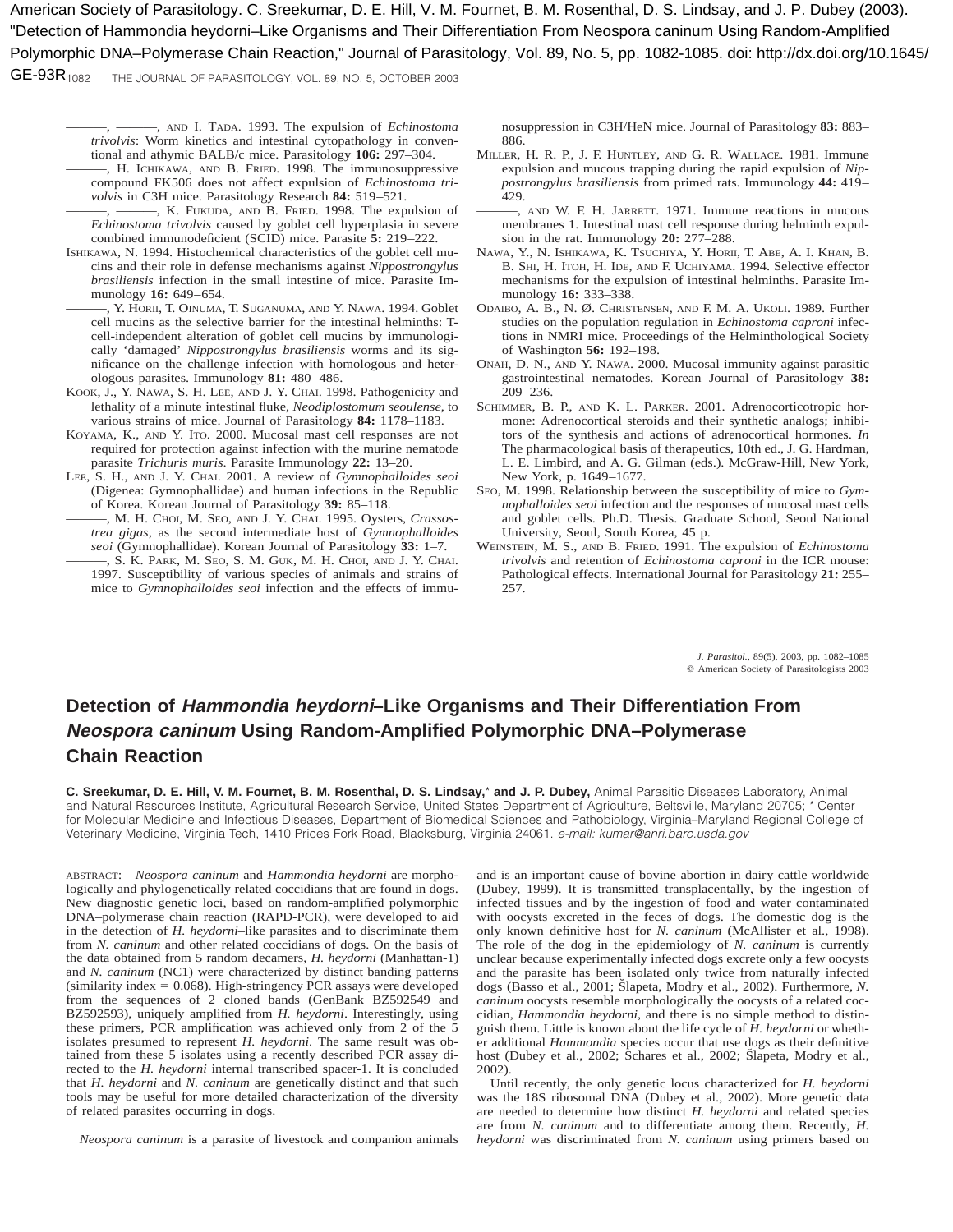———, ———, and I. Tada. 1993. The expulsion of *Echinostoma trivolvis*: Worm kinetics and intestinal cytopathology in conventional and athymic BALB/c mice. Parasitology **106:** 297–304.

———, H. Ichikawa, and B. Fried. 1998. The immunosuppressive compound FK506 does not affect expulsion of *Echinostoma trivolvis* in C3H mice. Parasitology Research **84:** 519–521.

———, ———, K. Fukuda, and B. Fried. 1998. The expulsion of *Echinostoma trivolvis* caused by goblet cell hyperplasia in severe combined immunodeficient (SCID) mice. Parasite **5:** 219–222.

Ishikawa, N. 1994. Histochemical characteristics of the goblet cell mucins and their role in defense mechanisms against *Nippostrongylus brasiliensis* infection in the small intestine of mice. Parasite Immunology **16:** 649–654.

———, Y. Horii, T. Oinuma, T. Suganuma, and Y. Nawa. 1994. Goblet cell mucins as the selective barrier for the intestinal helminths: T-cell-independent alteration of goblet cell mucins by immunologically 'damaged' *Nippostrongylus brasiliensis* worms and its significance on the challenge infection with homologous and heterologous parasites. Immunology **81:** 480–486.

Kook, J., Y. Nawa, S. H. Lee, and J. Y. Chai. 1998. Pathogenicity and lethality of a minute intestinal fluke, *Neodiplostomum seoulense*, to various strains of mice. Journal of Parasitology **84:** 1178–1183.

Koyama, K., and Y. Ito. 2000. Mucosal mast cell responses are not required for protection against infection with the murine nematode parasite *Trichuris muris*. Parasite Immunology **22:** 13–20.

Lee, S. H., and J. Y. Chai. 2001. A review of *Gymnophalloides seoi* (Digenea: Gymnophallidae) and human infections in the Republic of Korea. Korean Journal of Parasitology **39:** 85–118.

———, M. H. Choi, M. Seo, and J. Y. Chai. 1995. Oysters, *Crassostrea gigas*, as the second intermediate host of *Gymnophalloides seoi* (Gymnophallidae). Korean Journal of Parasitology **33:** 1–7.

———, S. K. Park, M. Seo, S. M. Guk, M. H. Choi, and J. Y. Chai. 1997. Susceptibility of various species of animals and strains of mice to *Gymnophalloides seoi* infection and the effects of immunosuppression in C3H/HeN mice. Journal of Parasitology **83:** 883–886.

Miller, H. R. P., J. F. Huntley, and G. R. Wallace. 1981. Immune expulsion and mucous trapping during the rapid expulsion of *Nippostrongylus brasiliensis* from primed rats. Immunology **44:** 419–429.

———, and W. F. H. Jarrett. 1971. Immune reactions in mucous membranes 1. Intestinal mast cell response during helminth expulsion in the rat. Immunology **20:** 277–288.

Nawa, Y., N. Ishikawa, K. Tsuchiya, Y. Horii, T. Abe, A. I. Khan, B. B. Shi, H. Itoh, H. Ide, and F. Uchiyama. 1994. Selective effector mechanisms for the expulsion of intestinal helminths. Parasite Immunology **16:** 333–338.

Odaibo, A. B., N. Ø. Christensen, and F. M. A. Ukoli. 1989. Further studies on the population regulation in *Echinostoma caproni* infections in NMRI mice. Proceedings of the Helminthological Society of Washington **56:** 192–198.

Onah, D. N., and Y. Nawa. 2000. Mucosal immunity against parasitic gastrointestinal nematodes. Korean Journal of Parasitology **38:** 209–236.

Schimmer, B. P., and K. L. Parker. 2001. Adrenocorticotropic hormone: Adrenocortical steroids and their synthetic analogs; inhibitors of the synthesis and actions of adrenocortical hormones. *In* The pharmacological basis of therapeutics, 10th ed., J. G. Hardman, L. E. Limbird, and A. G. Gilman (eds.). McGraw-Hill, New York, New York, p. 1649–1677.

Seo, M. 1998. Relationship between the susceptibility of mice to *Gymnophalloides seoi* infection and the responses of mucosal mast cells and goblet cells. Ph.D. Thesis. Graduate School, Seoul National University, Seoul, South Korea, 45 p.

Weinstein, M. S., and B. Fried. 1991. The expulsion of *Echinostoma trivolvis* and retention of *Echinostoma caproni* in the ICR mouse: Pathological effects. International Journal for Parasitology **21:** 255–257.

# Detection of *Hammondia heydorni*–Like Organisms and Their Differentiation From *Neospora caninum* Using Random-Amplified Polymorphic DNA–Polymerase Chain Reaction

**C. Sreekumar, D. E. Hill, V. M. Fournet, B. M. Rosenthal, D. S. Lindsay,\* and J. P. Dubey,** Animal Parasitic Diseases Laboratory, Animal and Natural Resources Institute, Agricultural Research Service, United States Department of Agriculture, Beltsville, Maryland 20705; \* Center for Molecular Medicine and Infectious Diseases, Department of Biomedical Sciences and Pathobiology, Virginia–Maryland Regional College of Veterinary Medicine, Virginia Tech, 1410 Prices Fork Road, Blacksburg, Virginia 24061. *e-mail: kumar@anri.barc.usda.gov*

ABSTRACT: *Neospora caninum* and *Hammondia heydorni* are morphologically and phylogenetically related coccidians that are found in dogs. New diagnostic genetic loci, based on random-amplified polymorphic DNA–polymerase chain reaction (RAPD-PCR), were developed to aid in the detection of *H. heydorni*–like parasites and to discriminate them from *N. caninum* and other related coccidians of dogs. On the basis of the data obtained from 5 random decamers, *H. heydorni* (Manhattan-1) and *N. caninum* (NC1) were characterized by distinct banding patterns (similarity index = 0.068). High-stringency PCR assays were developed from the sequences of 2 cloned bands (GenBank BZ592549 and BZ592593), uniquely amplified from *H. heydorni*. Interestingly, using these primers, PCR amplification was achieved only from 2 of the 5 isolates presumed to represent *H. heydorni*. The same result was obtained from these 5 isolates using a recently described PCR assay directed to the *H. heydorni* internal transcribed spacer-1. It is concluded that *H. heydorni* and *N. caninum* are genetically distinct and that such tools may be useful for more detailed characterization of the diversity of related parasites occurring in dogs.

*Neospora caninum* is a parasite of livestock and companion animals and is an important cause of bovine abortion in dairy cattle worldwide (Dubey, 1999). It is transmitted transplacentally, by the ingestion of infected tissues and by the ingestion of food and water contaminated with oocysts excreted in the feces of dogs. The domestic dog is the only known definitive host for *N. caninum* (McAllister et al., 1998). The role of the dog in the epidemiology of *N. caninum* is currently unclear because experimentally infected dogs excrete only a few oocysts and the parasite has been isolated only twice from naturally infected dogs (Basso et al., 2001; Šlapeta, Modry et al., 2002). Furthermore, *N. caninum* oocysts resemble morphologically the oocysts of a related coccidian, *Hammondia heydorni*, and there is no simple method to distinguish them. Little is known about the life cycle of *H. heydorni* or whether additional *Hammondia* species occur that use dogs as their definitive host (Dubey et al., 2002; Schares et al., 2002; Šlapeta, Modry et al., 2002).

Until recently, the only genetic locus characterized for *H. heydorni* was the 18S ribosomal DNA (Dubey et al., 2002). More genetic data are needed to determine how distinct *H. heydorni* and related species are from *N. caninum* and to differentiate among them. Recently, *H. heydorni* was discriminated from *N. caninum* using primers based on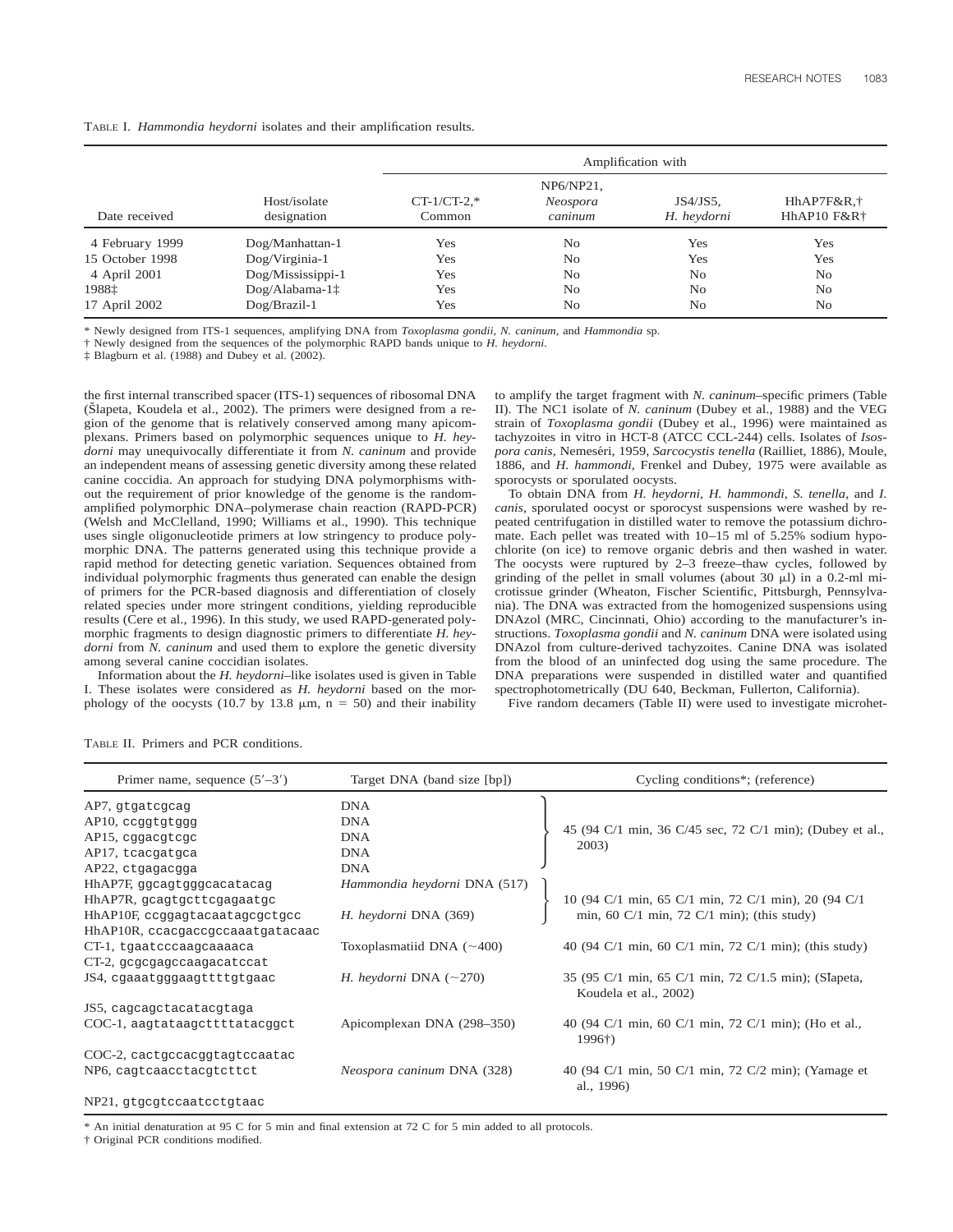TABLE I. *Hammondia heydorni* isolates and their amplification results.

| Date received | Host/isolate designation | Amplification with | | | |
|---|---|---|---|---|---|
| | | CT-1/CT-2,* Common | NP6/NP21, *Neospora caninum* | JS4/JS5, *H. heydorni* | HhAP7F&R,† HhAP10 F&R† |
| 4 February 1999 | Dog/Manhattan-1 | Yes | No | Yes | Yes |
| 15 October 1998 | Dog/Virginia-1 | Yes | No | Yes | Yes |
| 4 April 2001 | Dog/Mississippi-1 | Yes | No | No | No |
| 1988‡ | Dog/Alabama-1‡ | Yes | No | No | No |
| 17 April 2002 | Dog/Brazil-1 | Yes | No | No | No |

\* Newly designed from ITS-1 sequences, amplifying DNA from *Toxoplasma gondii*, *N. caninum*, and *Hammondia* sp.
† Newly designed from the sequences of the polymorphic RAPD bands unique to *H. heydorni*.
‡ Blagburn et al. (1988) and Dubey et al. (2002).

the first internal transcribed spacer (ITS-1) sequences of ribosomal DNA (Šlapeta, Koudela et al., 2002). The primers were designed from a region of the genome that is relatively conserved among many apicomplexans. Primers based on polymorphic sequences unique to *H. heydorni* may unequivocally differentiate it from *N. caninum* and provide an independent means of assessing genetic diversity among these related canine coccidia. An approach for studying DNA polymorphisms without the requirement of prior knowledge of the genome is the random-amplified polymorphic DNA–polymerase chain reaction (RAPD-PCR) (Welsh and McClelland, 1990; Williams et al., 1990). This technique uses single oligonucleotide primers at low stringency to produce polymorphic DNA. The patterns generated using this technique provide a rapid method for detecting genetic variation. Sequences obtained from individual polymorphic fragments thus generated can enable the design of primers for the PCR-based diagnosis and differentiation of closely related species under more stringent conditions, yielding reproducible results (Cere et al., 1996). In this study, we used RAPD-generated polymorphic fragments to design diagnostic primers to differentiate *H. heydorni* from *N. caninum* and used them to explore the genetic diversity among several canine coccidian isolates.

Information about the *H. heydorni*–like isolates used is given in Table I. These isolates were considered as *H. heydorni* based on the morphology of the oocysts (10.7 by 13.8 μm, n = 50) and their inability to amplify the target fragment with *N. caninum*–specific primers (Table II). The NC1 isolate of *N. caninum* (Dubey et al., 1988) and the VEG strain of *Toxoplasma gondii* (Dubey et al., 1996) were maintained as tachyzoites in vitro in HCT-8 (ATCC CCL-244) cells. Isolates of *Isospora canis*, Nemeséri, 1959, *Sarcocystis tenella* (Railliet, 1886), Moule, 1886, and *H. hammondi*, Frenkel and Dubey, 1975 were available as sporocysts or sporulated oocysts.

To obtain DNA from *H. heydorni*, *H. hammondi*, *S. tenella*, and *I. canis*, sporulated oocyst or sporocyst suspensions were washed by repeated centrifugation in distilled water to remove the potassium dichromate. Each pellet was treated with 10–15 ml of 5.25% sodium hypochlorite (on ice) to remove organic debris and then washed in water. The oocysts were ruptured by 2–3 freeze–thaw cycles, followed by grinding of the pellet in small volumes (about 30 μl) in a 0.2-ml microtissue grinder (Wheaton, Fischer Scientific, Pittsburgh, Pennsylvania). The DNA was extracted from the homogenized suspensions using DNAzol (MRC, Cincinnati, Ohio) according to the manufacturer's instructions. *Toxoplasma gondii* and *N. caninum* DNA were isolated using DNAzol from culture-derived tachyzoites. Canine DNA was isolated from the blood of an uninfected dog using the same procedure. The DNA preparations were suspended in distilled water and quantified spectrophotometrically (DU 640, Beckman, Fullerton, California).

Five random decamers (Table II) were used to investigate microhet-

TABLE II. Primers and PCR conditions.

| Primer name, sequence (5′–3′) | Target DNA (band size [bp]) | Cycling conditions*; (reference) |
|---|---|---|
| AP7, gtgatcgcag | DNA | 45 (94 C/1 min, 36 C/45 sec, 72 C/1 min); (Dubey et al., 2003) |
| AP10, ccggtgtggg | DNA | |
| AP15, cggacgtcgc | DNA | |
| AP17, tcacgatgca | DNA | |
| AP22, ctgagacgga | DNA | |
| HhAP7F, ggcagtgggcacatacag | *Hammondia heydorni* DNA (517) | 10 (94 C/1 min, 65 C/1 min, 72 C/1 min), 20 (94 C/1 min, 60 C/1 min, 72 C/1 min); (this study) |
| HhAP7R, gcagtgcttcgagaatgc | | |
| HhAP10F, ccggagtacaatagcgctgcc | *H. heydorni* DNA (369) | |
| HhAP10R, ccacgaccgccaaatgatacaac | | |
| CT-1, tgaatcccaagcaaaaca | Toxoplasmatiid DNA (~400) | 40 (94 C/1 min, 60 C/1 min, 72 C/1 min); (this study) |
| CT-2, gcgcgagccaagacatccat | | |
| JS4, cgaaatgggaagttttgtgaac | *H. heydorni* DNA (~270) | 35 (95 C/1 min, 65 C/1 min, 72 C/1.5 min); (Šlapeta, Koudela et al., 2002) |
| JS5, cagcagctacatacgtaga | | |
| COC-1, aagtataagcttttatacggct | Apicomplexan DNA (298–350) | 40 (94 C/1 min, 60 C/1 min, 72 C/1 min); (Ho et al., 1996†) |
| COC-2, cactgccacggtagtccaatac | | |
| NP6, cagtcaacctacgtcttct | *Neospora caninum* DNA (328) | 40 (94 C/1 min, 50 C/1 min, 72 C/2 min); (Yamage et al., 1996) |
| NP21, gtgcgtccaatcctgtaac | | |

\* An initial denaturation at 95 C for 5 min and final extension at 72 C for 5 min added to all protocols.
† Original PCR conditions modified.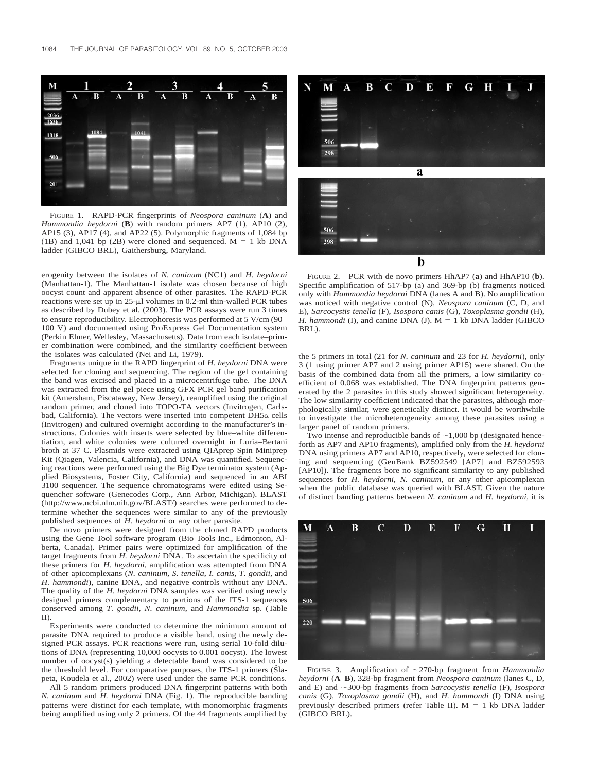FIGURE 1. RAPD-PCR fingerprints of *Neospora caninum* (**A**) and *Hammondia heydorni* (**B**) with random primers AP7 (1), AP10 (2), AP15 (3), AP17 (4), and AP22 (5). Polymorphic fragments of 1,084 bp (1B) and 1,041 bp (2B) were cloned and sequenced. M = 1 kb DNA ladder (GIBCO BRL), Gaithersburg, Maryland.

erogenity between the isolates of *N. caninum* (NC1) and *H. heydorni* (Manhattan-1). The Manhattan-1 isolate was chosen because of high oocyst count and apparent absence of other parasites. The RAPD-PCR reactions were set up in 25-μl volumes in 0.2-ml thin-walled PCR tubes as described by Dubey et al. (2003). The PCR assays were run 3 times to ensure reproducibility. Electrophoresis was performed at 5 V/cm (90–100 V) and documented using ProExpress Gel Documentation system (Perkin Elmer, Wellesley, Massachusetts). Data from each isolate–primer combination were combined, and the similarity coefficient between the isolates was calculated (Nei and Li, 1979).

Fragments unique in the RAPD fingerprint of *H. heydorni* DNA were selected for cloning and sequencing. The region of the gel containing the band was excised and placed in a microcentrifuge tube. The DNA was extracted from the gel piece using GFX PCR gel band purification kit (Amersham, Piscataway, New Jersey), reamplified using the original random primer, and cloned into TOPO-TA vectors (Invitrogen, Carlsbad, California). The vectors were inserted into competent DH5α cells (Invitrogen) and cultured overnight according to the manufacturer's instructions. Colonies with inserts were selected by blue–white differentiation, and white colonies were cultured overnight in Luria–Bertani broth at 37 C. Plasmids were extracted using QIAprep Spin Miniprep Kit (Qiagen, Valencia, California), and DNA was quantified. Sequencing reactions were performed using the Big Dye terminator system (Applied Biosystems, Foster City, California) and sequenced in an ABI 3100 sequencer. The sequence chromatograms were edited using Sequencher software (Genecodes Corp., Ann Arbor, Michigan). BLAST (http://www.ncbi.nlm.nih.gov/BLAST/) searches were performed to determine whether the sequences were similar to any of the previously published sequences of *H. heydorni* or any other parasite.

De novo primers were designed from the cloned RAPD products using the Gene Tool software program (Bio Tools Inc., Edmonton, Alberta, Canada). Primer pairs were optimized for amplification of the target fragments from *H. heydorni* DNA. To ascertain the specificity of these primers for *H. heydorni*, amplification was attempted from DNA of other apicomplexans (*N. caninum*, *S. tenella*, *I. canis*, *T. gondii*, and *H. hammondi*), canine DNA, and negative controls without any DNA. The quality of the *H. heydorni* DNA samples was verified using newly designed primers complementary to portions of the ITS-1 sequences conserved among *T. gondii*, *N. caninum*, and *Hammondia* sp. (Table II).

Experiments were conducted to determine the minimum amount of parasite DNA required to produce a visible band, using the newly designed PCR assays. PCR reactions were run, using serial 10-fold dilutions of DNA (representing 10,000 oocysts to 0.001 oocyst). The lowest number of oocyst(s) yielding a detectable band was considered to be the threshold level. For comparative purposes, the ITS-1 primers (Šlapeta, Koudela et al., 2002) were used under the same PCR conditions.

All 5 random primers produced DNA fingerprint patterns with both *N. caninum* and *H. heydorni* DNA (Fig. 1). The reproducible banding patterns were distinct for each template, with monomorphic fragments being amplified using only 2 primers. Of the 44 fragments amplified by the 5 primers in total (21 for *N. caninum* and 23 for *H. heydorni*), only 3 (1 using primer AP7 and 2 using primer AP15) were shared. On the basis of the combined data from all the primers, a low similarity coefficient of 0.068 was established. The DNA fingerprint patterns generated by the 2 parasites in this study showed significant heterogeneity. The low similarity coefficient indicated that the parasites, although morphologically similar, were genetically distinct. It would be worthwhile to investigate the microheterogeneity among these parasites using a larger panel of random primers.

Two intense and reproducible bands of ~1,000 bp (designated henceforth as AP7 and AP10 fragments), amplified only from the *H. heydorni* DNA using primers AP7 and AP10, respectively, were selected for cloning and sequencing (GenBank BZ592549 [AP7] and BZ592593 [AP10]). The fragments bore no significant similarity to any published sequences for *H. heydorni*, *N. caninum*, or any other apicomplexan when the public database was queried with BLAST. Given the nature of distinct banding patterns between *N. caninum* and *H. heydorni*, it is

FIGURE 2. PCR with de novo primers HhAP7 (**a**) and HhAP10 (**b**). Specific amplification of 517-bp (a) and 369-bp (b) fragments noticed only with *Hammondia heydorni* DNA (lanes A and B). No amplification was noticed with negative control (N), *Neospora caninum* (C, D, and E), *Sarcocystis tenella* (F), *Isospora canis* (G), *Toxoplasma gondii* (H), *H. hammondi* (I), and canine DNA (J). M = 1 kb DNA ladder (GIBCO BRL).

FIGURE 3. Amplification of ~270-bp fragment from *Hammondia heydorni* (**A**–**B**), 328-bp fragment from *Neospora caninum* (lanes C, D, and E) and ~300-bp fragments from *Sarcocystis tenella* (F), *Isospora canis* (G), *Toxoplasma gondii* (H), and *H. hammondi* (I) DNA using previously described primers (refer Table II). M = 1 kb DNA ladder (GIBCO BRL).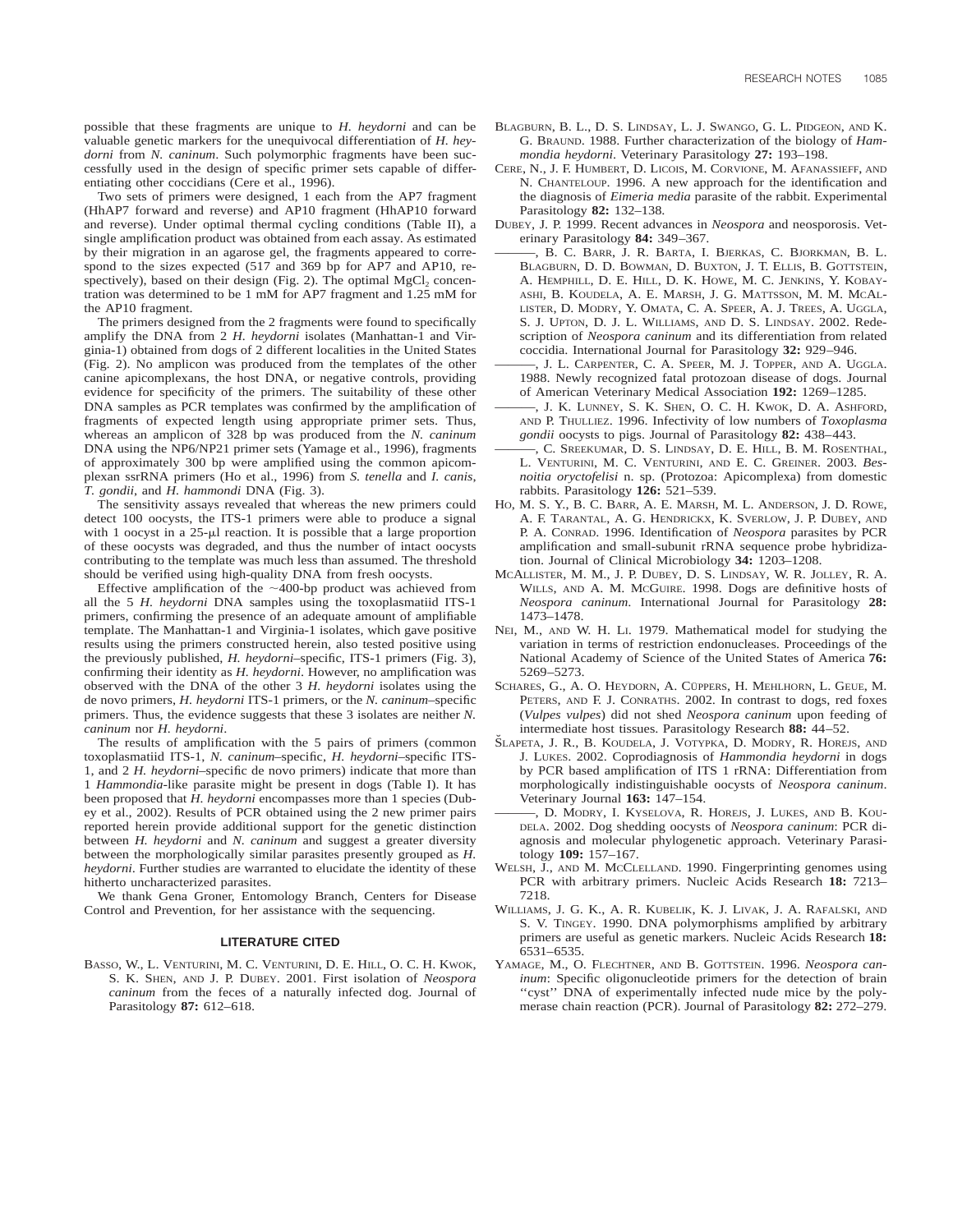possible that these fragments are unique to *H. heydorni* and can be valuable genetic markers for the unequivocal differentiation of *H. heydorni* from *N. caninum*. Such polymorphic fragments have been successfully used in the design of specific primer sets capable of differentiating other coccidians (Cere et al., 1996).

Two sets of primers were designed, 1 each from the AP7 fragment (HhAP7 forward and reverse) and AP10 fragment (HhAP10 forward and reverse). Under optimal thermal cycling conditions (Table II), a single amplification product was obtained from each assay. As estimated by their migration in an agarose gel, the fragments appeared to correspond to the sizes expected (517 and 369 bp for AP7 and AP10, respectively), based on their design (Fig. 2). The optimal $MgCl_2$ concentration was determined to be 1 mM for AP7 fragment and 1.25 mM for the AP10 fragment.

The primers designed from the 2 fragments were found to specifically amplify the DNA from 2 *H. heydorni* isolates (Manhattan-1 and Virginia-1) obtained from dogs of 2 different localities in the United States (Fig. 2). No amplicon was produced from the templates of the other canine apicomplexans, the host DNA, or negative controls, providing evidence for specificity of the primers. The suitability of these other DNA samples as PCR templates was confirmed by the amplification of fragments of expected length using appropriate primer sets. Thus, whereas an amplicon of 328 bp was produced from the *N. caninum* DNA using the NP6/NP21 primer sets (Yamage et al., 1996), fragments of approximately 300 bp were amplified using the common apicomplexan ssrRNA primers (Ho et al., 1996) from *S. tenella* and *I. canis*, *T. gondii*, and *H. hammondi* DNA (Fig. 3).

The sensitivity assays revealed that whereas the new primers could detect 100 oocysts, the ITS-1 primers were able to produce a signal with 1 oocyst in a 25-μl reaction. It is possible that a large proportion of these oocysts was degraded, and thus the number of intact oocysts contributing to the template was much less than assumed. The threshold should be verified using high-quality DNA from fresh oocysts.

Effective amplification of the ~400-bp product was achieved from all the 5 *H. heydorni* DNA samples using the toxoplasmatiid ITS-1 primers, confirming the presence of an adequate amount of amplifiable template. The Manhattan-1 and Virginia-1 isolates, which gave positive results using the primers constructed herein, also tested positive using the previously published, *H. heydorni*–specific, ITS-1 primers (Fig. 3), confirming their identity as *H. heydorni*. However, no amplification was observed with the DNA of the other 3 *H. heydorni* isolates using the de novo primers, *H. heydorni* ITS-1 primers, or the *N. caninum*–specific primers. Thus, the evidence suggests that these 3 isolates are neither *N. caninum* nor *H. heydorni*.

The results of amplification with the 5 pairs of primers (common toxoplasmatiid ITS-1, *N. caninum*–specific, *H. heydorni*–specific ITS-1, and 2 *H. heydorni*–specific de novo primers) indicate that more than 1 *Hammondia*-like parasite might be present in dogs (Table I). It has been proposed that *H. heydorni* encompasses more than 1 species (Dubey et al., 2002). Results of PCR obtained using the 2 new primer pairs reported herein provide additional support for the genetic distinction between *H. heydorni* and *N. caninum* and suggest a greater diversity between the morphologically similar parasites presently grouped as *H. heydorni*. Further studies are warranted to elucidate the identity of these hitherto uncharacterized parasites.

We thank Gena Groner, Entomology Branch, Centers for Disease Control and Prevention, for her assistance with the sequencing.

## LITERATURE CITED

Basso, W., L. Venturini, M. C. Venturini, D. E. Hill, O. C. H. Kwok, S. K. Shen, and J. P. Dubey. 2001. First isolation of *Neospora caninum* from the feces of a naturally infected dog. Journal of Parasitology **87:** 612–618.

Blagburn, B. L., D. S. Lindsay, L. J. Swango, G. L. Pidgeon, and K. G. Braund. 1988. Further characterization of the biology of *Hammondia heydorni*. Veterinary Parasitology **27:** 193–198.

Cere, N., J. F. Humbert, D. Licois, M. Corvione, M. Afanassieff, and N. Chanteloup. 1996. A new approach for the identification and the diagnosis of *Eimeria media* parasite of the rabbit. Experimental Parasitology **82:** 132–138.

Dubey, J. P. 1999. Recent advances in *Neospora* and neosporosis. Veterinary Parasitology **84:** 349–367.

———, B. C. Barr, J. R. Barta, I. Bjerkas, C. Bjorkman, B. L. Blagburn, D. D. Bowman, D. Buxton, J. T. Ellis, B. Gottstein, A. Hemphill, D. E. Hill, D. K. Howe, M. C. Jenkins, Y. Kobayashi, B. Koudela, A. E. Marsh, J. G. Mattsson, M. M. McAllister, D. Modry, Y. Omata, C. A. Speer, A. J. Trees, A. Uggla, S. J. Upton, D. J. L. Williams, and D. S. Lindsay. 2002. Redescription of *Neospora caninum* and its differentiation from related coccidia. International Journal for Parasitology **32:** 929–946.

———, J. L. Carpenter, C. A. Speer, M. J. Topper, and A. Uggla. 1988. Newly recognized fatal protozoan disease of dogs. Journal of American Veterinary Medical Association **192:** 1269–1285.

———, J. K. Lunney, S. K. Shen, O. C. H. Kwok, D. A. Ashford, and P. Thulliez. 1996. Infectivity of low numbers of *Toxoplasma gondii* oocysts to pigs. Journal of Parasitology **82:** 438–443.

———, C. Sreekumar, D. S. Lindsay, D. E. Hill, B. M. Rosenthal, L. Venturini, M. C. Venturini, and E. C. Greiner. 2003. *Besnoitia oryctofelisi* n. sp. (Protozoa: Apicomplexa) from domestic rabbits. Parasitology **126:** 521–539.

Ho, M. S. Y., B. C. Barr, A. E. Marsh, M. L. Anderson, J. D. Rowe, A. F. Tarantal, A. G. Hendrickx, K. Sverlow, J. P. Dubey, and P. A. Conrad. 1996. Identification of *Neospora* parasites by PCR amplification and small-subunit rRNA sequence probe hybridization. Journal of Clinical Microbiology **34:** 1203–1208.

McAllister, M. M., J. P. Dubey, D. S. Lindsay, W. R. Jolley, R. A. Wills, and A. M. McGuire. 1998. Dogs are definitive hosts of *Neospora caninum*. International Journal for Parasitology **28:** 1473–1478.

Nei, M., and W. H. Li. 1979. Mathematical model for studying the variation in terms of restriction endonucleases. Proceedings of the National Academy of Science of the United States of America **76:** 5269–5273.

Schares, G., A. O. Heydorn, A. Cüppers, H. Mehlhorn, L. Geue, M. Peters, and F. J. Conraths. 2002. In contrast to dogs, red foxes (*Vulpes vulpes*) did not shed *Neospora caninum* upon feeding of intermediate host tissues. Parasitology Research **88:** 44–52.

Šlapeta, J. R., B. Koudela, J. Votypka, D. Modry, R. Horejs, and J. Lukes. 2002. Coprodiagnosis of *Hammondia heydorni* in dogs by PCR based amplification of ITS 1 rRNA: Differentiation from morphologically indistinguishable oocysts of *Neospora caninum*. Veterinary Journal **163:** 147–154.

———, D. Modry, I. Kyselova, R. Horejs, J. Lukes, and B. Koudela. 2002. Dog shedding oocysts of *Neospora caninum*: PCR diagnosis and molecular phylogenetic approach. Veterinary Parasitology **109:** 157–167.

Welsh, J., and M. McClelland. 1990. Fingerprinting genomes using PCR with arbitrary primers. Nucleic Acids Research **18:** 7213–7218.

Williams, J. G. K., A. R. Kubelik, K. J. Livak, J. A. Rafalski, and S. V. Tingey. 1990. DNA polymorphisms amplified by arbitrary primers are useful as genetic markers. Nucleic Acids Research **18:** 6531–6535.

Yamage, M., O. Flechtner, and B. Gottstein. 1996. *Neospora caninum*: Specific oligonucleotide primers for the detection of brain "cyst" DNA of experimentally infected nude mice by the polymerase chain reaction (PCR). Journal of Parasitology **82:** 272–279.